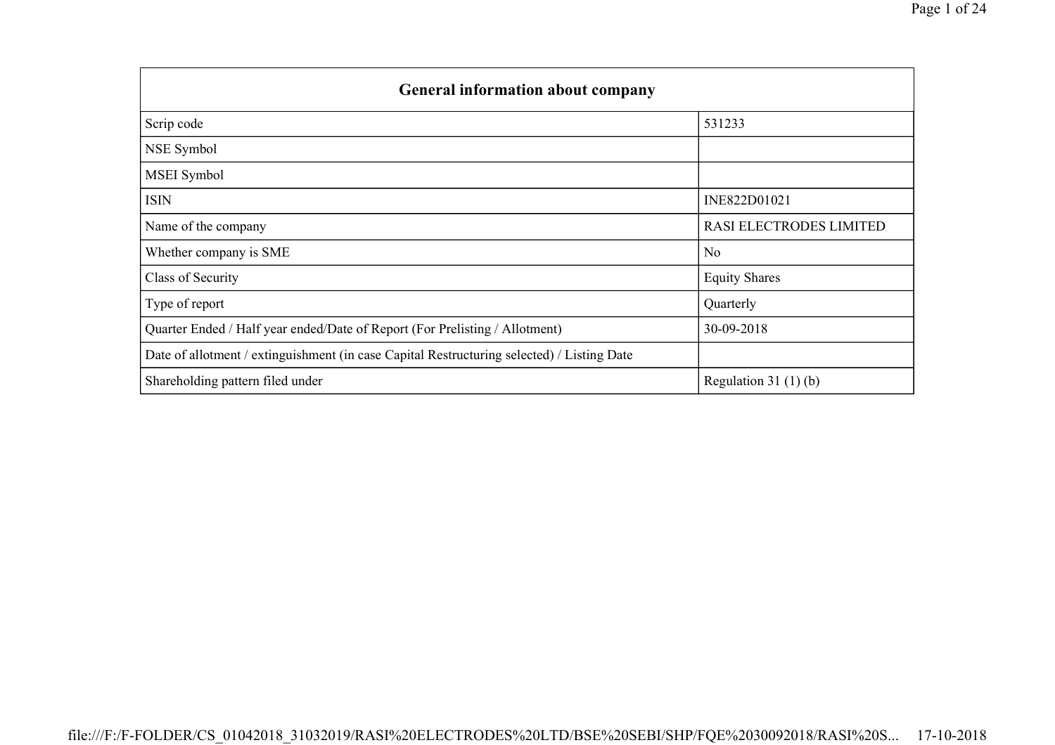| General information about company | |
|---|---|
| Scrip code | 531233 |
| NSE Symbol | |
| MSEI Symbol | |
| ISIN | INE822D01021 |
| Name of the company | RASI ELECTRODES LIMITED |
| Whether company is SME | No |
| Class of Security | Equity Shares |
| Type of report | Quarterly |
| Quarter Ended / Half year ended/Date of Report (For Prelisting / Allotment) | 30-09-2018 |
| Date of allotment / extinguishment (in case Capital Restructuring selected) / Listing Date | |
| Shareholding pattern filed under | Regulation 31 (1) (b) |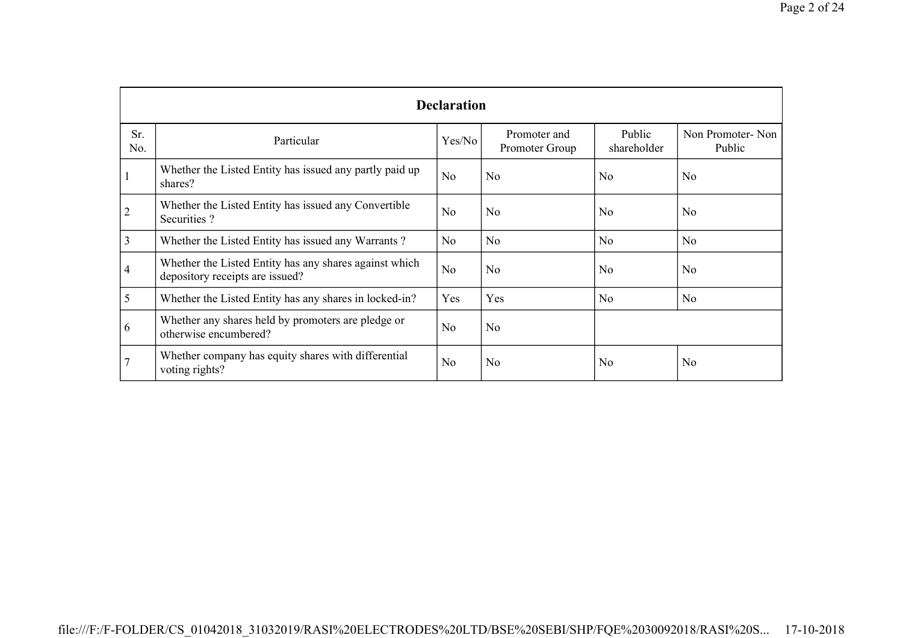| Declaration | | | | | |
|---|---|---|---|---|---|
| Sr. No. | Particular | Yes/No | Promoter and Promoter Group | Public shareholder | Non Promoter- Non Public |
| 1 | Whether the Listed Entity has issued any partly paid up shares? | No | No | No | No |
| 2 | Whether the Listed Entity has issued any Convertible Securities ? | No | No | No | No |
| 3 | Whether the Listed Entity has issued any Warrants ? | No | No | No | No |
| 4 | Whether the Listed Entity has any shares against which depository receipts are issued? | No | No | No | No |
| 5 | Whether the Listed Entity has any shares in locked-in? | Yes | Yes | No | No |
| 6 | Whether any shares held by promoters are pledge or otherwise encumbered? | No | No | | |
| 7 | Whether company has equity shares with differential voting rights? | No | No | No | No |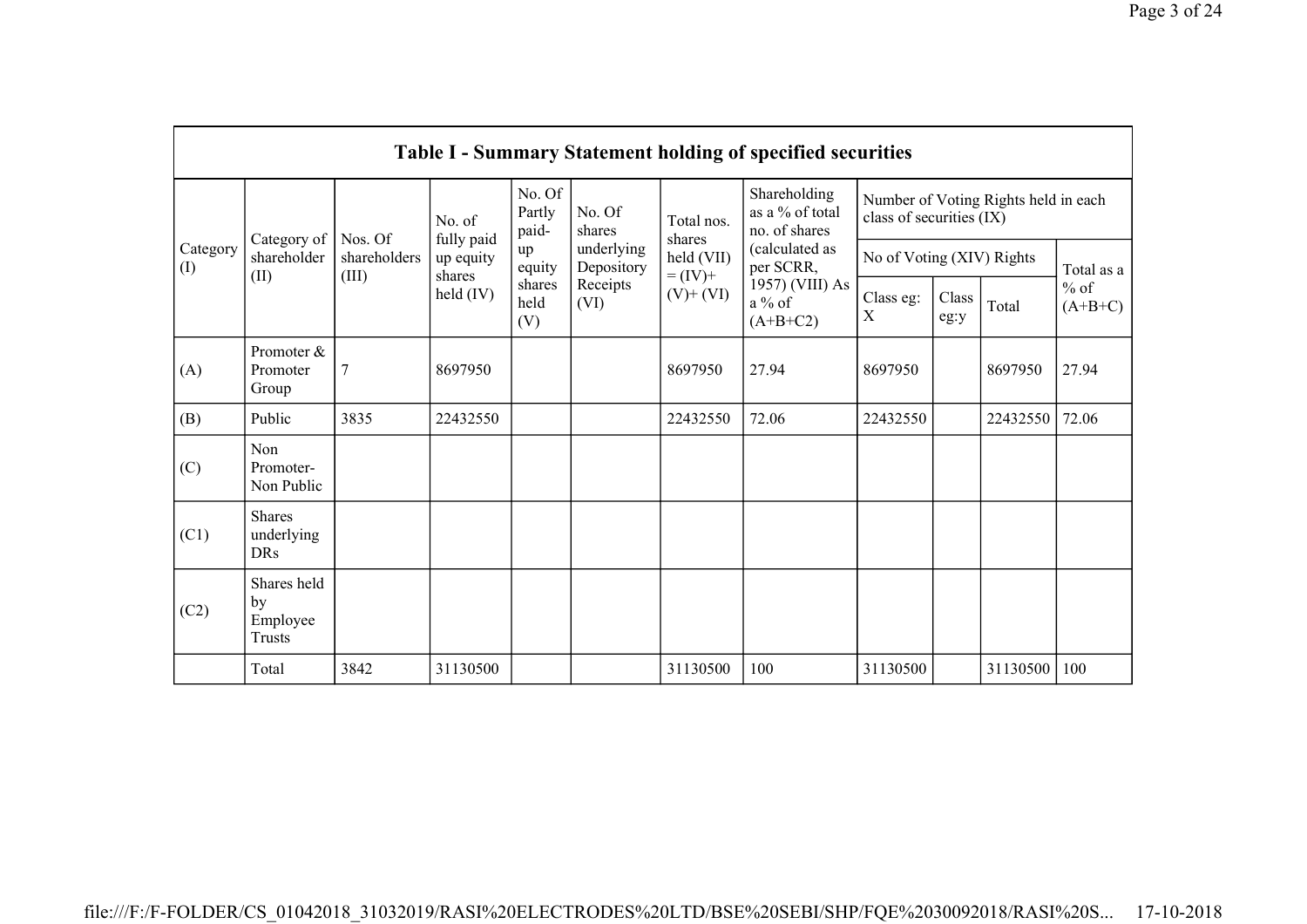| Table I - Summary Statement holding of specified securities | | | | | | | | | | | | |
|---|---|---|---|---|---|---|---|---|---|---|---|---|
| Category (I) | Category of shareholder (II) | Nos. Of shareholders (III) | No. of fully paid up equity shares held (IV) | No. Of Partly paid-up equity shares held (V) | No. Of shares underlying Depository Receipts (VI) | Total nos. shares held (VII) = (IV)+ (V)+ (VI) | Shareholding as a % of total no. of shares (calculated as per SCRR, 1957) (VIII) As a % of (A+B+C2) | Number of Voting Rights held in each class of securities (IX) | | | |
| | | | | | | | | No of Voting (XIV) Rights | | | Total as a % of (A+B+C) |
| | | | | | | | | Class eg: X | Class eg:y | Total | |
| (A) | Promoter & Promoter Group | 7 | 8697950 | | | 8697950 | 27.94 | 8697950 | | 8697950 | 27.94 |
| (B) | Public | 3835 | 22432550 | | | 22432550 | 72.06 | 22432550 | | 22432550 | 72.06 |
| (C) | Non Promoter- Non Public | | | | | | | | | | |
| (C1) | Shares underlying DRs | | | | | | | | | | |
| (C2) | Shares held by Employee Trusts | | | | | | | | | | |
| | Total | 3842 | 31130500 | | | 31130500 | 100 | 31130500 | | 31130500 | 100 |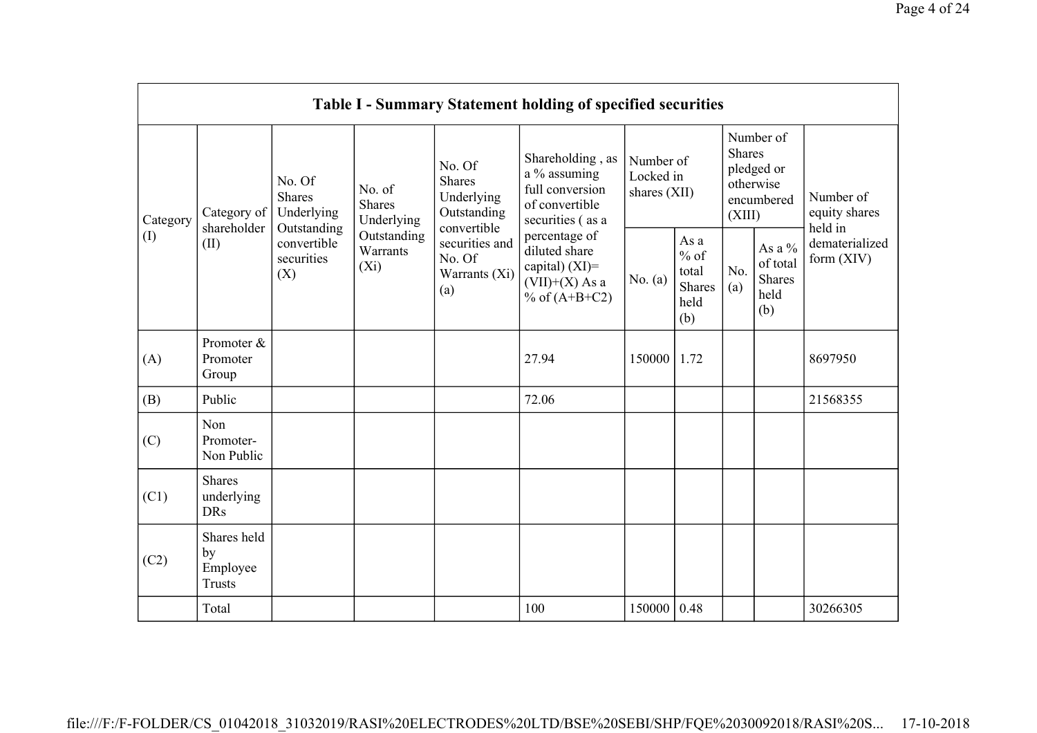| Table I - Summary Statement holding of specified securities | | | | | | | | | | | |
|---|---|---|---|---|---|---|---|---|---|---|---|
| Category (I) | Category of shareholder (II) | No. Of Shares Underlying Outstanding convertible securities (X) | No. of Shares Underlying Outstanding Warrants (Xi) | No. Of Shares Underlying Outstanding convertible securities and No. Of Warrants (Xi) (a) | Shareholding , as a % assuming full conversion of convertible securities ( as a percentage of diluted share capital) (XI)= (VII)+(X) As a % of (A+B+C2) | Number of Locked in shares (XII) | | Number of Shares pledged or otherwise encumbered (XIII) | | Number of equity shares held in dematerialized form (XIV) |
| | | | | | | No. (a) | As a % of total Shares held (b) | No. (a) | As a % of total Shares held (b) | |
| (A) | Promoter & Promoter Group | | | | 27.94 | 150000 | 1.72 | | | 8697950 |
| (B) | Public | | | | 72.06 | | | | | 21568355 |
| (C) | Non Promoter- Non Public | | | | | | | | | |
| (C1) | Shares underlying DRs | | | | | | | | | |
| (C2) | Shares held by Employee Trusts | | | | | | | | | |
| | Total | | | | 100 | 150000 | 0.48 | | | 30266305 |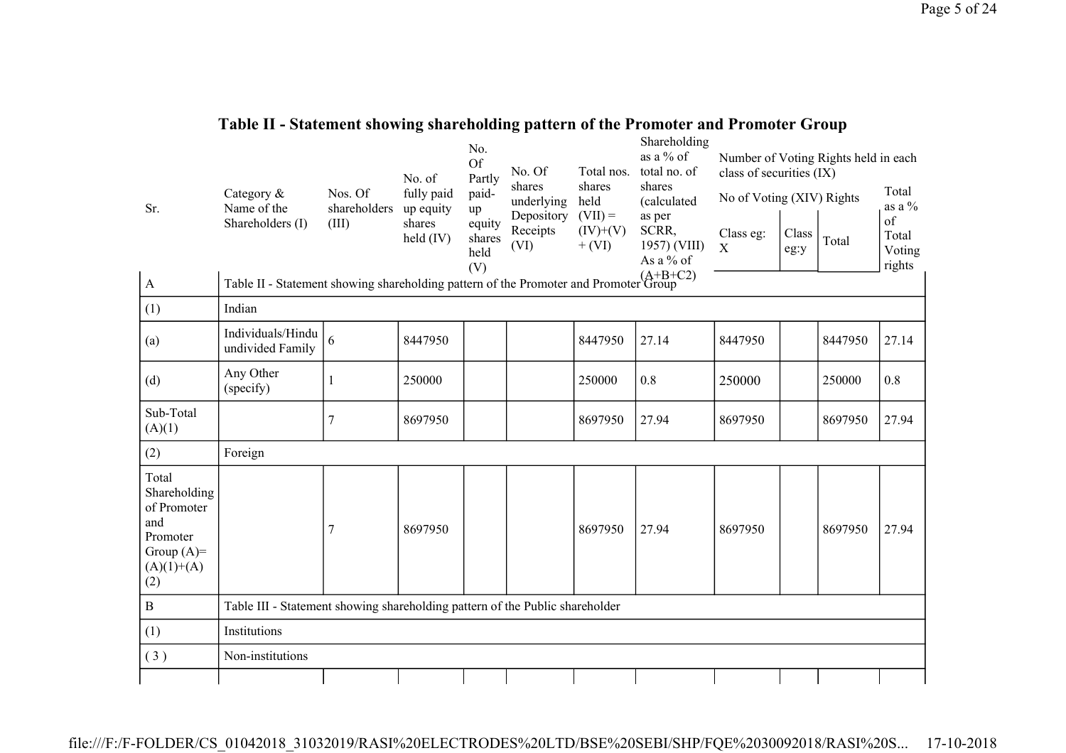# Table II - Statement showing shareholding pattern of the Promoter and Promoter Group

| Sr. | Category & Name of the Shareholders (I) | Nos. Of shareholders (III) | No. of fully paid up equity shares held (IV) | No. Of Partly paid-up equity shares held (V) | No. Of shares underlying Depository Receipts (VI) | Total nos. shares held (VII) = (IV)+(V)+ (VI) | Shareholding as a % of total no. of shares (calculated as per SCRR, 1957) (VIII) As a % of (A+B+C2) | Number of Voting Rights held in each class of securities (IX) | | | |
|---|---|---|---|---|---|---|---|---|---|---|---|
| | | | | | | | | No of Voting (XIV) Rights | | | Total as a % of Total Voting rights |
| | | | | | | | | Class eg: X | Class eg:y | Total | |
| A | Table II - Statement showing shareholding pattern of the Promoter and Promoter Group | | | | | | | | | | |
| (1) | Indian | | | | | | | | | | |
| (a) | Individuals/Hindu undivided Family | 6 | 8447950 | | | 8447950 | 27.14 | 8447950 | | 8447950 | 27.14 |
| (d) | Any Other (specify) | 1 | 250000 | | | 250000 | 0.8 | 250000 | | 250000 | 0.8 |
| Sub-Total (A)(1) | | 7 | 8697950 | | | 8697950 | 27.94 | 8697950 | | 8697950 | 27.94 |
| (2) | Foreign | | | | | | | | | | |
| Total Shareholding of Promoter and Promoter Group (A)=(A)(1)+(A)(2) | | 7 | 8697950 | | | 8697950 | 27.94 | 8697950 | | 8697950 | 27.94 |
| B | Table III - Statement showing shareholding pattern of the Public shareholder | | | | | | | | | | |
| (1) | Institutions | | | | | | | | | | |
| ( 3 ) | Non-institutions | | | | | | | | | | |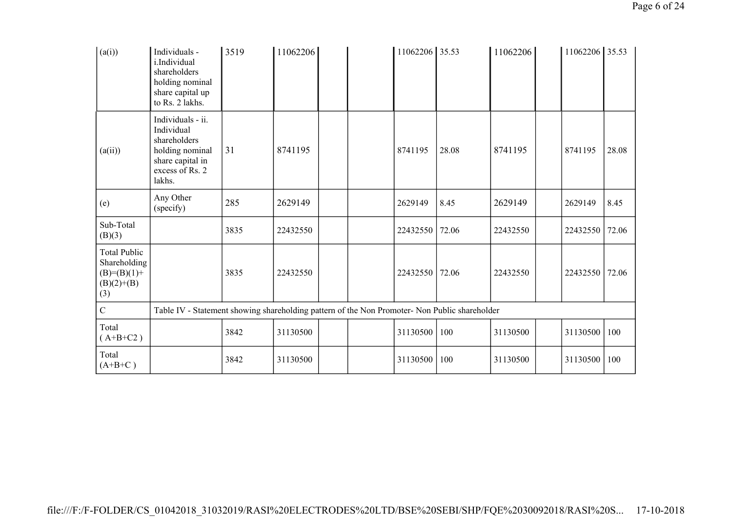| (a(i)) | Individuals - i.Individual shareholders holding nominal share capital up to Rs. 2 lakhs. | 3519 | 11062206 | | | 11062206 | 35.53 | 11062206 | | 11062206 | 35.53 |
|---|---|---|---|---|---|---|---|---|---|---|---|
| (a(ii)) | Individuals - ii. Individual shareholders holding nominal share capital in excess of Rs. 2 lakhs. | 31 | 8741195 | | | 8741195 | 28.08 | 8741195 | | 8741195 | 28.08 |
| (e) | Any Other (specify) | 285 | 2629149 | | | 2629149 | 8.45 | 2629149 | | 2629149 | 8.45 |
| Sub-Total (B)(3) | | 3835 | 22432550 | | | 22432550 | 72.06 | 22432550 | | 22432550 | 72.06 |
| Total Public Shareholding (B)=(B)(1)+(B)(2)+(B)(3) | | 3835 | 22432550 | | | 22432550 | 72.06 | 22432550 | | 22432550 | 72.06 |
| C | Table IV - Statement showing shareholding pattern of the Non Promoter- Non Public shareholder | | | | | | | | | | |
| Total ( A+B+C2 ) | | 3842 | 31130500 | | | 31130500 | 100 | 31130500 | | 31130500 | 100 |
| Total (A+B+C ) | | 3842 | 31130500 | | | 31130500 | 100 | 31130500 | | 31130500 | 100 |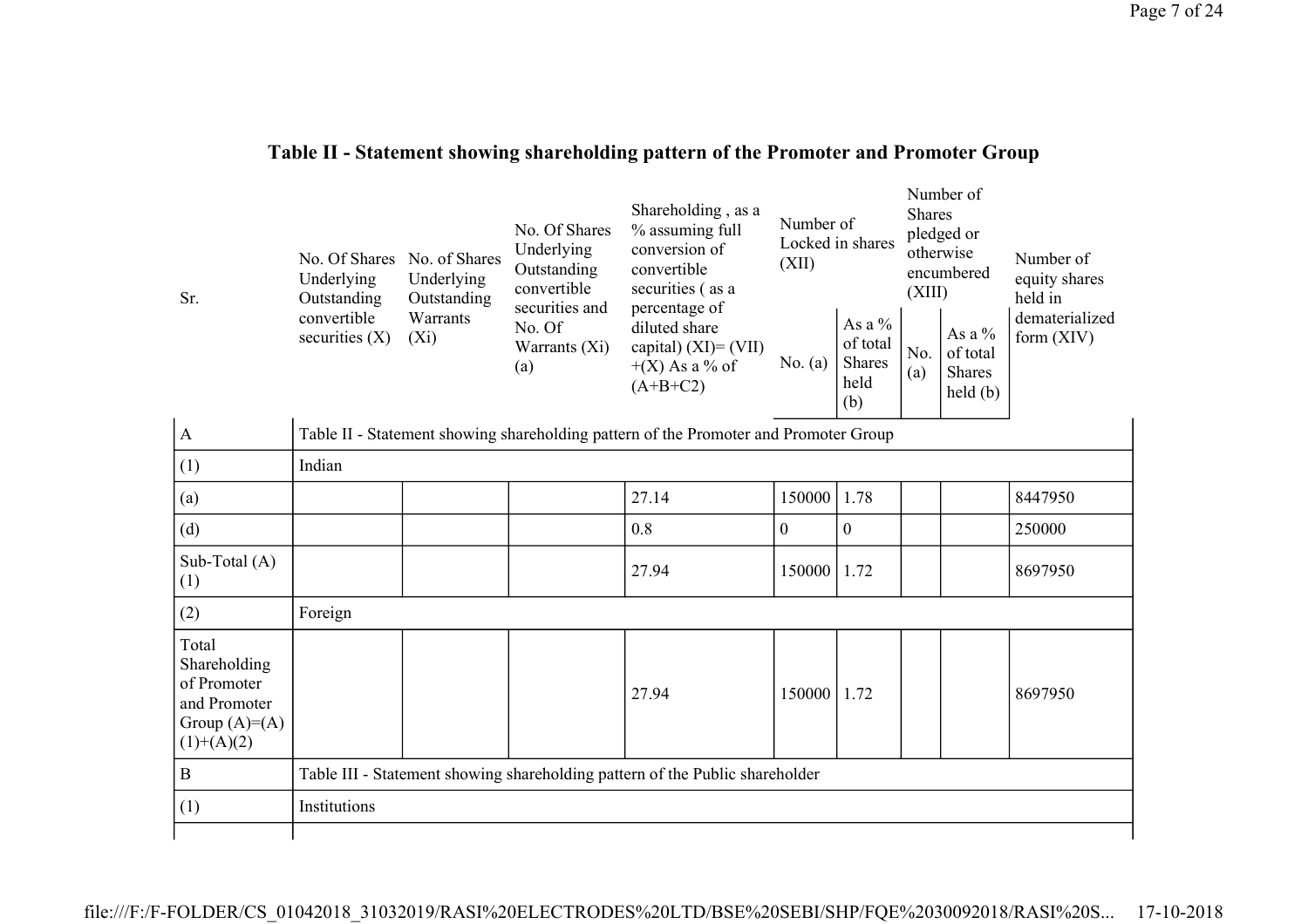## Table II - Statement showing shareholding pattern of the Promoter and Promoter Group

| Sr. | No. Of Shares Underlying Outstanding convertible securities (X) | No. of Shares Underlying Outstanding Warrants (Xi) | No. Of Shares Underlying Outstanding convertible securities and No. Of Warrants (Xi) (a) | Shareholding , as a % assuming full conversion of convertible securities ( as a percentage of diluted share capital) (XI)= (VII)+(X) As a % of (A+B+C2) | Number of Locked in shares (XII) | | Number of Shares pledged or otherwise encumbered (XIII) | | Number of equity shares held in dematerialized form (XIV) |
|---|---|---|---|---|---|---|---|---|---|
| | | | | | No. (a) | As a % of total Shares held (b) | No. (a) | As a % of total Shares held (b) | |
| A | Table II - Statement showing shareholding pattern of the Promoter and Promoter Group | | | | | | | | |
| (1) | Indian | | | | | | | | |
| (a) | | | | 27.14 | 150000 | 1.78 | | | 8447950 |
| (d) | | | | 0.8 | 0 | 0 | | | 250000 |
| Sub-Total (A)(1) | | | | 27.94 | 150000 | 1.72 | | | 8697950 |
| (2) | Foreign | | | | | | | | |
| Total Shareholding of Promoter and Promoter Group (A)=(A)(1)+(A)(2) | | | | 27.94 | 150000 | 1.72 | | | 8697950 |
| B | Table III - Statement showing shareholding pattern of the Public shareholder | | | | | | | | |
| (1) | Institutions | | | | | | | | |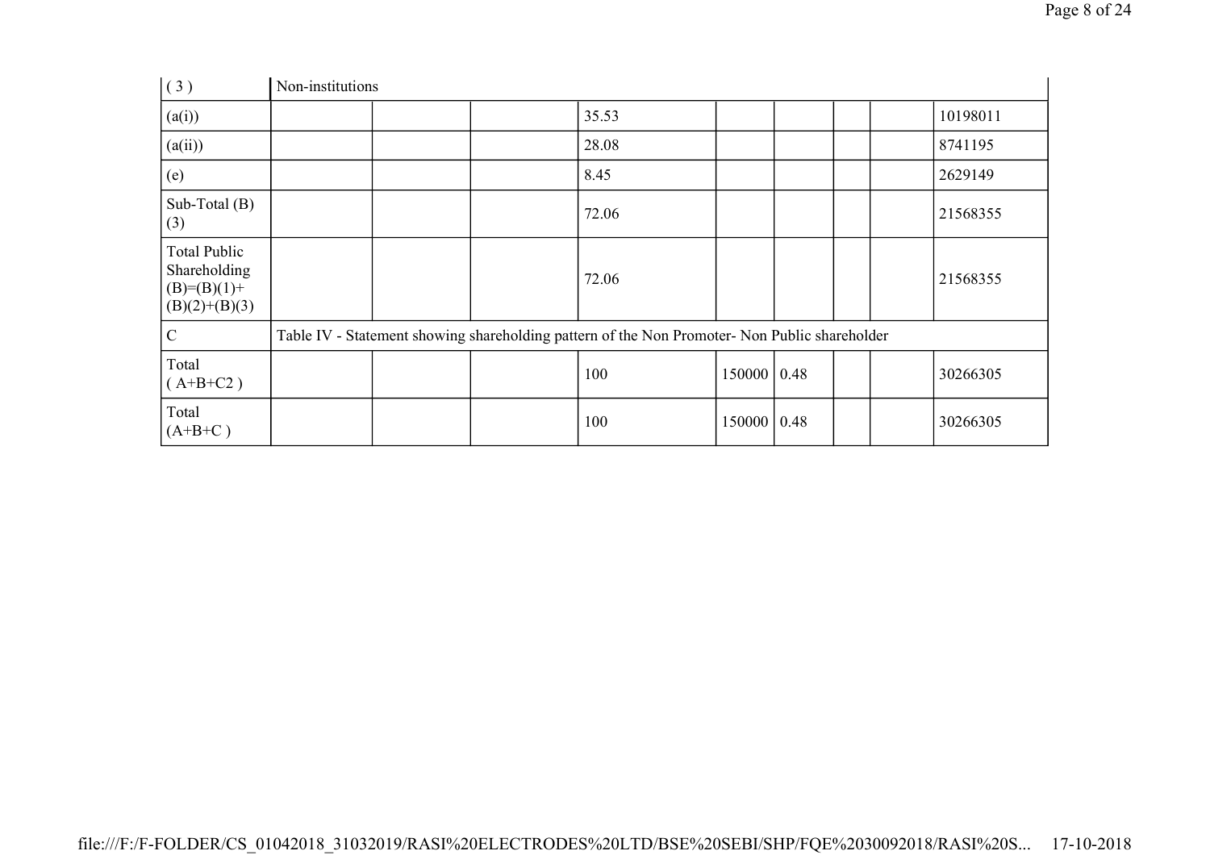| ( 3 ) | Non-institutions | | | | | | | | |
|---|---|---|---|---|---|---|---|---|---|
| (a(i)) | | | | 35.53 | | | | | 10198011 |
| (a(ii)) | | | | 28.08 | | | | | 8741195 |
| (e) | | | | 8.45 | | | | | 2629149 |
| Sub-Total (B) (3) | | | | 72.06 | | | | | 21568355 |
| Total Public Shareholding (B)=(B)(1)+(B)(2)+(B)(3) | | | | 72.06 | | | | | 21568355 |
| C | Table IV - Statement showing shareholding pattern of the Non Promoter- Non Public shareholder | | | | | | | | |
| Total ( A+B+C2 ) | | | | 100 | 150000 | 0.48 | | | 30266305 |
| Total (A+B+C ) | | | | 100 | 150000 | 0.48 | | | 30266305 |

file:///F:/F-FOLDER/CS_01042018_31032019/RASI%20ELECTRODES%20LTD/BSE%20SEBI/SHP/FQE%2030092018/RASI%20S... 17-10-2018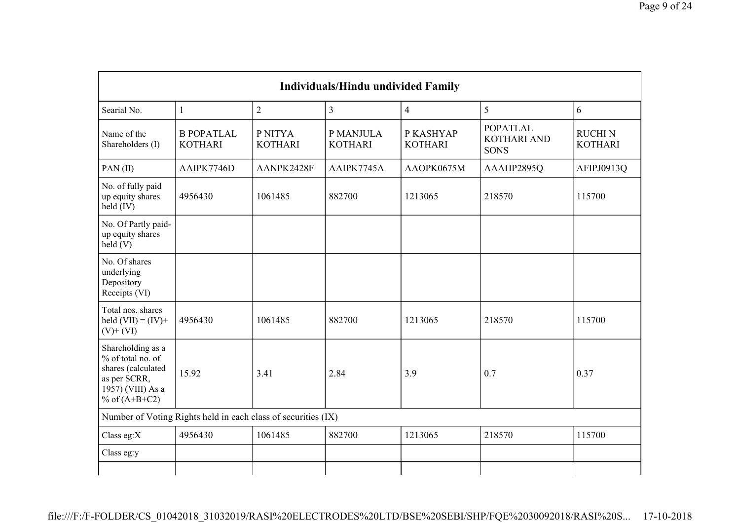| Individuals/Hindu undivided Family | | | | | | |
|---|---|---|---|---|---|---|
| Searial No. | 1 | 2 | 3 | 4 | 5 | 6 |
| Name of the Shareholders (I) | B POPATLAL KOTHARI | P NITYA KOTHARI | P MANJULA KOTHARI | P KASHYAP KOTHARI | POPATLAL KOTHARI AND SONS | RUCHI N KOTHARI |
| PAN (II) | AAIPK7746D | AANPK2428F | AAIPK7745A | AAOPK0675M | AAAHP2895Q | AFIPJ0913Q |
| No. of fully paid up equity shares held (IV) | 4956430 | 1061485 | 882700 | 1213065 | 218570 | 115700 |
| No. Of Partly paid-up equity shares held (V) | | | | | | |
| No. Of shares underlying Depository Receipts (VI) | | | | | | |
| Total nos. shares held (VII) = (IV)+ (V)+ (VI) | 4956430 | 1061485 | 882700 | 1213065 | 218570 | 115700 |
| Shareholding as a % of total no. of shares (calculated as per SCRR, 1957) (VIII) As a % of (A+B+C2) | 15.92 | 3.41 | 2.84 | 3.9 | 0.7 | 0.37 |
| Number of Voting Rights held in each class of securities (IX) | | | | | | |
| Class eg:X | 4956430 | 1061485 | 882700 | 1213065 | 218570 | 115700 |
| Class eg:y | | | | | | |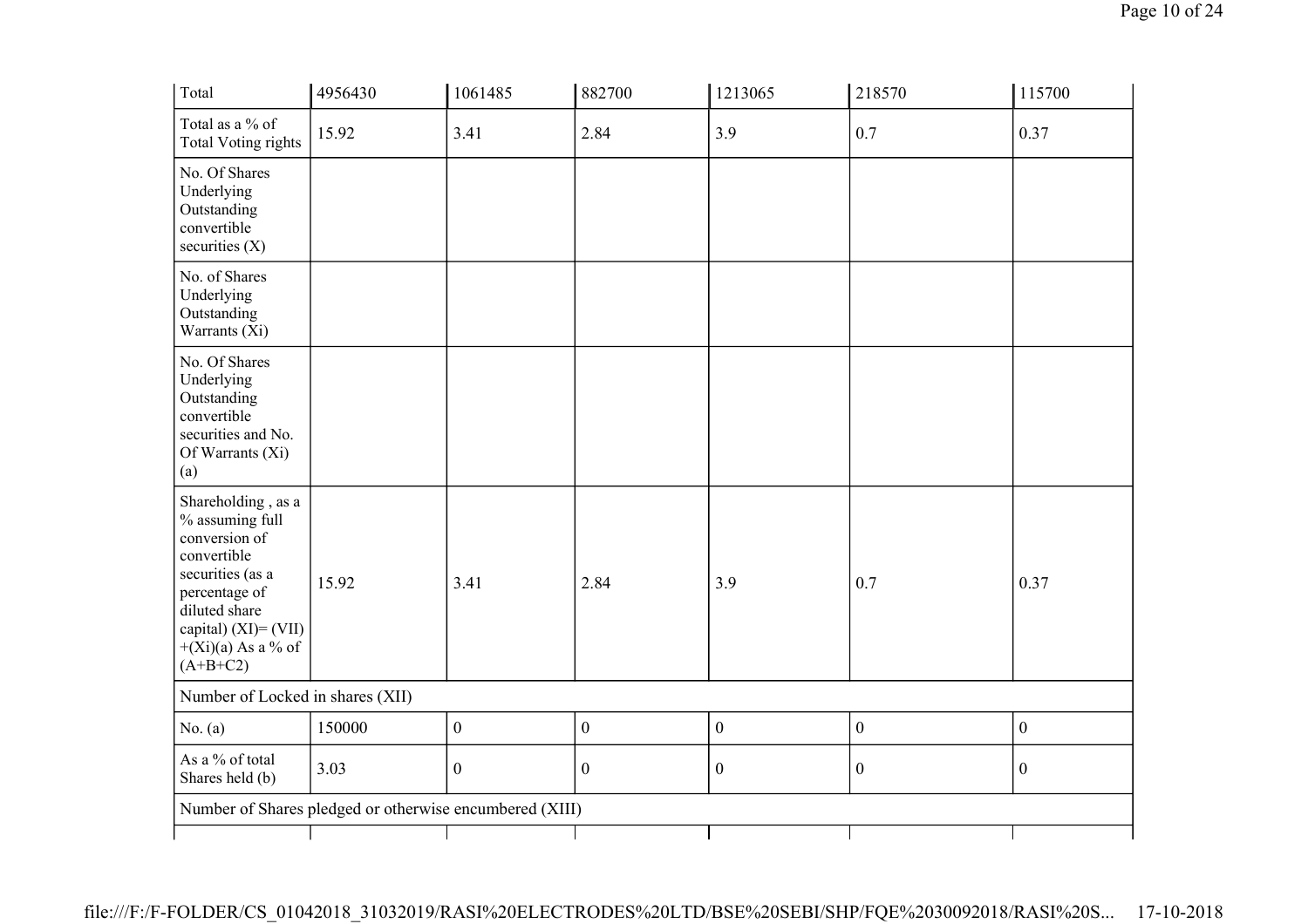| Total | 4956430 | 1061485 | 882700 | 1213065 | 218570 | 115700 |
|---|---|---|---|---|---|---|
| Total as a % of Total Voting rights | 15.92 | 3.41 | 2.84 | 3.9 | 0.7 | 0.37 |
| No. Of Shares Underlying Outstanding convertible securities (X) | | | | | | |
| No. of Shares Underlying Outstanding Warrants (Xi) | | | | | | |
| No. Of Shares Underlying Outstanding convertible securities and No. Of Warrants (Xi) (a) | | | | | | |
| Shareholding , as a % assuming full conversion of convertible securities (as a percentage of diluted share capital) (XI)= (VII) +(Xi)(a) As a % of (A+B+C2) | 15.92 | 3.41 | 2.84 | 3.9 | 0.7 | 0.37 |
| Number of Locked in shares (XII) | | | | | | |
| No. (a) | 150000 | 0 | 0 | 0 | 0 | 0 |
| As a % of total Shares held (b) | 3.03 | 0 | 0 | 0 | 0 | 0 |
| Number of Shares pledged or otherwise encumbered (XIII) | | | | | | |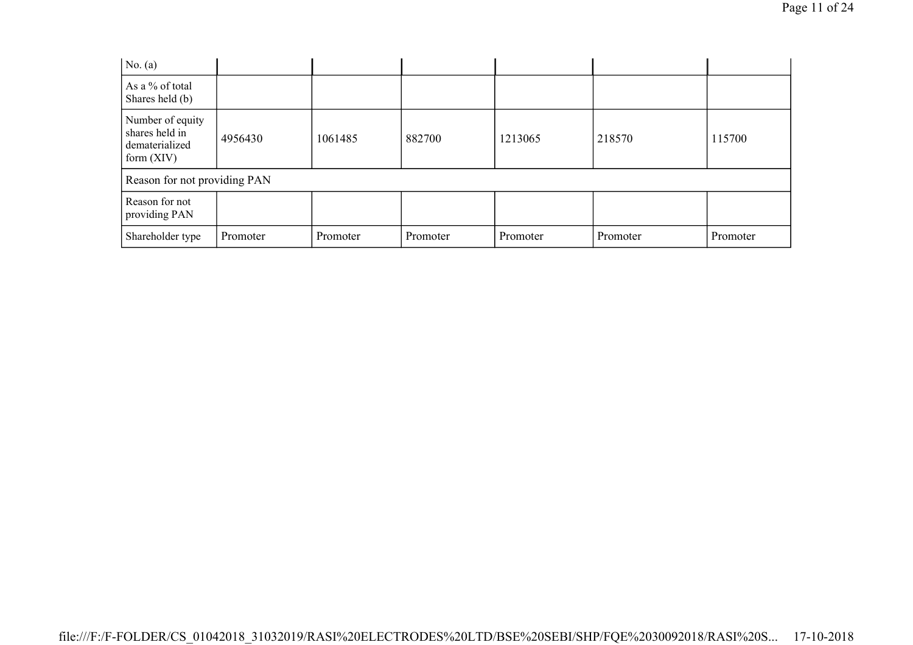| No. (a) | | | | | | |
|---|---|---|---|---|---|---|
| As a % of total Shares held (b) | | | | | | |
| Number of equity shares held in dematerialized form (XIV) | 4956430 | 1061485 | 882700 | 1213065 | 218570 | 115700 |
| Reason for not providing PAN | | | | | | |
| Reason for not providing PAN | | | | | | |
| Shareholder type | Promoter | Promoter | Promoter | Promoter | Promoter | Promoter |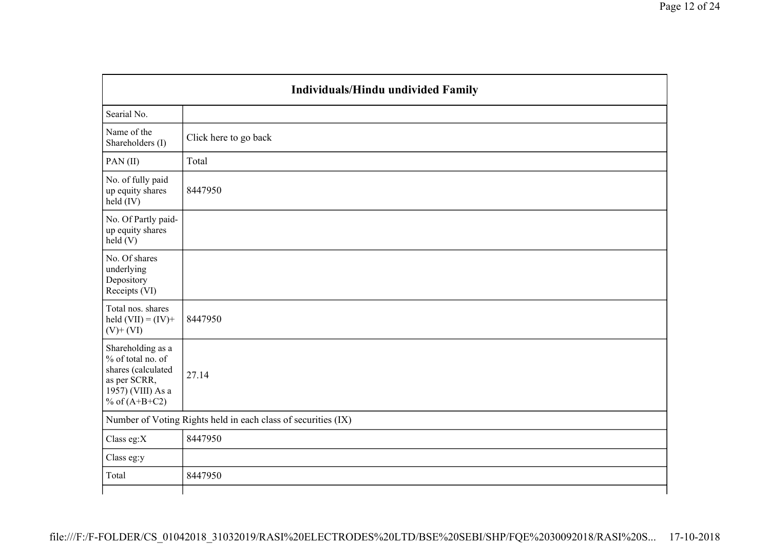| Individuals/Hindu undivided Family | |
|---|---|
| Searial No. | |
| Name of the Shareholders (I) | Click here to go back |
| PAN (II) | Total |
| No. of fully paid up equity shares held (IV) | 8447950 |
| No. Of Partly paid-up equity shares held (V) | |
| No. Of shares underlying Depository Receipts (VI) | |
| Total nos. shares held (VII) = (IV)+ (V)+ (VI) | 8447950 |
| Shareholding as a % of total no. of shares (calculated as per SCRR, 1957) (VIII) As a % of (A+B+C2) | 27.14 |
| Number of Voting Rights held in each class of securities (IX) | |
| Class eg:X | 8447950 |
| Class eg:y | |
| Total | 8447950 |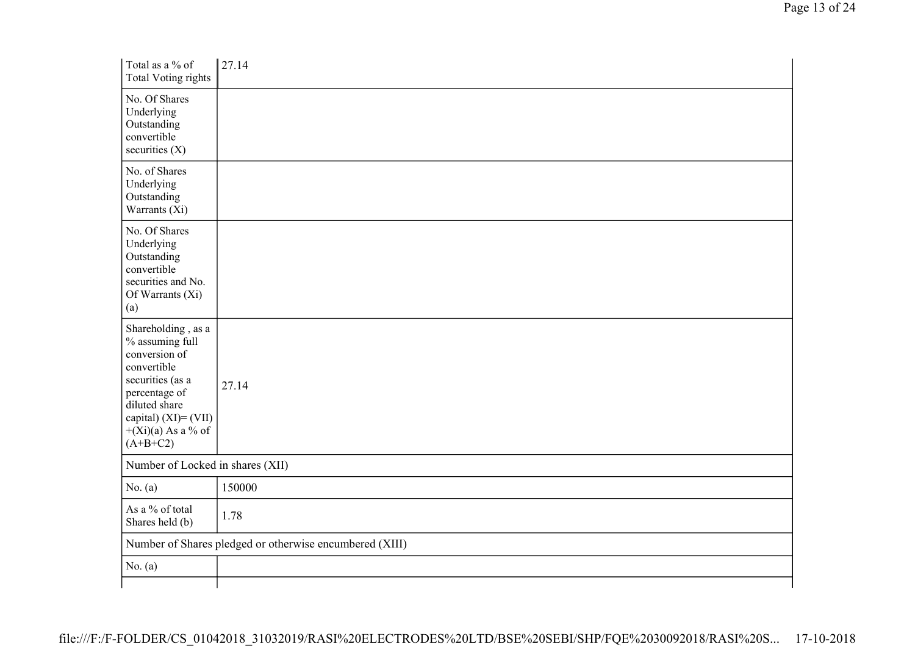| | |
|---|---|
| Total as a % of Total Voting rights | 27.14 |
| No. Of Shares Underlying Outstanding convertible securities (X) | |
| No. of Shares Underlying Outstanding Warrants (Xi) | |
| No. Of Shares Underlying Outstanding convertible securities and No. Of Warrants (Xi) (a) | |
| Shareholding , as a % assuming full conversion of convertible securities (as a percentage of diluted share capital) (XI)= (VII)+(Xi)(a) As a % of (A+B+C2) | 27.14 |
| Number of Locked in shares (XII) | |
| No. (a) | 150000 |
| As a % of total Shares held (b) | 1.78 |
| Number of Shares pledged or otherwise encumbered (XIII) | |
| No. (a) | |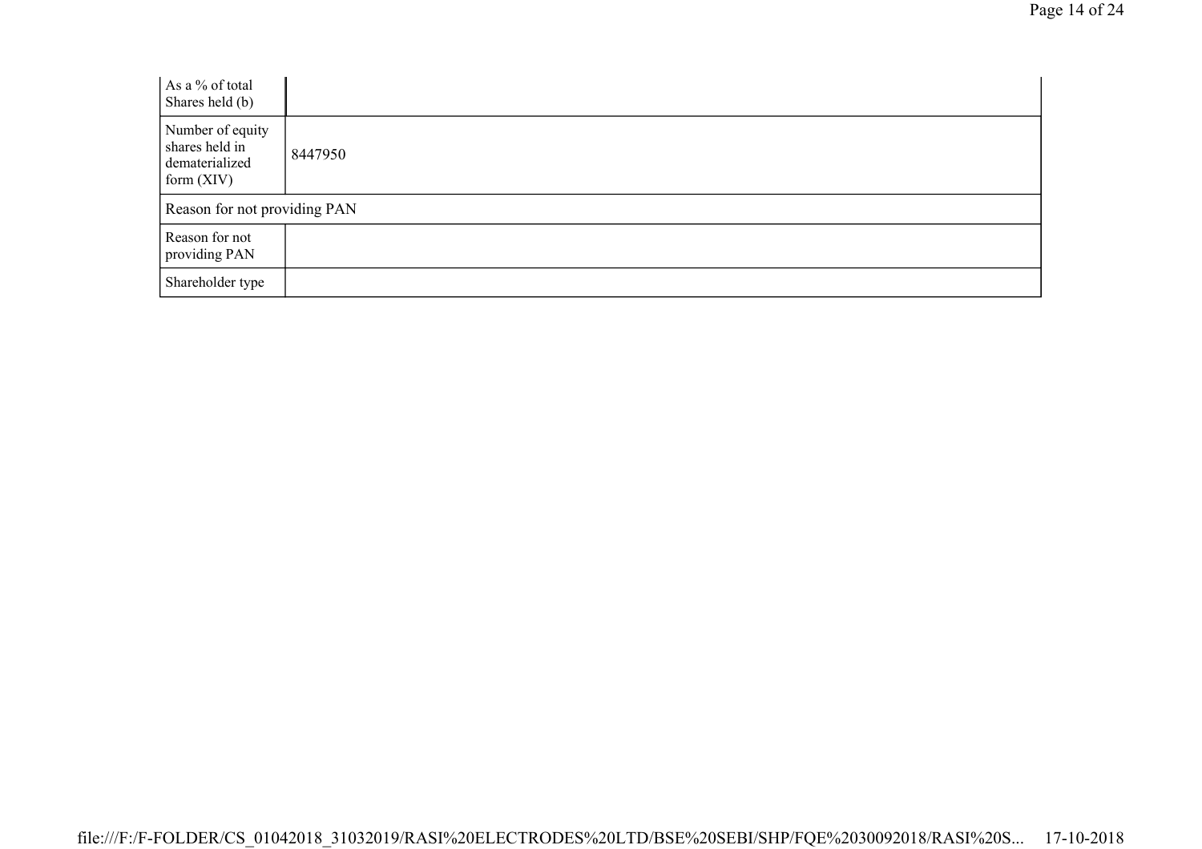| | |
|---|---|
| As a % of total Shares held (b) | |
| Number of equity shares held in dematerialized form (XIV) | 8447950 |
| Reason for not providing PAN | |
| Reason for not providing PAN | |
| Shareholder type | |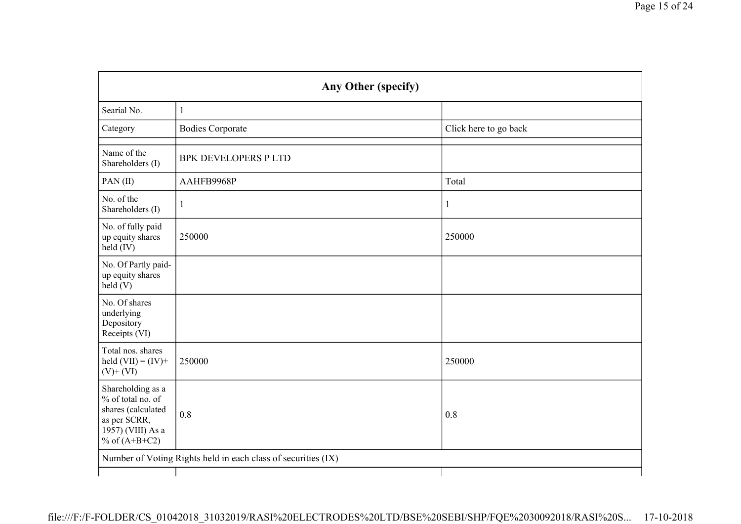| Any Other (specify) | | |
|---|---|---|
| Searial No. | 1 | |
| Category | Bodies Corporate | Click here to go back |
| | | |
| Name of the Shareholders (I) | BPK DEVELOPERS P LTD | |
| PAN (II) | AAHFB9968P | Total |
| No. of the Shareholders (I) | 1 | 1 |
| No. of fully paid up equity shares held (IV) | 250000 | 250000 |
| No. Of Partly paid-up equity shares held (V) | | |
| No. Of shares underlying Depository Receipts (VI) | | |
| Total nos. shares held (VII) = (IV)+ (V)+ (VI) | 250000 | 250000 |
| Shareholding as a % of total no. of shares (calculated as per SCRR, 1957) (VIII) As a % of (A+B+C2) | 0.8 | 0.8 |
| Number of Voting Rights held in each class of securities (IX) | | |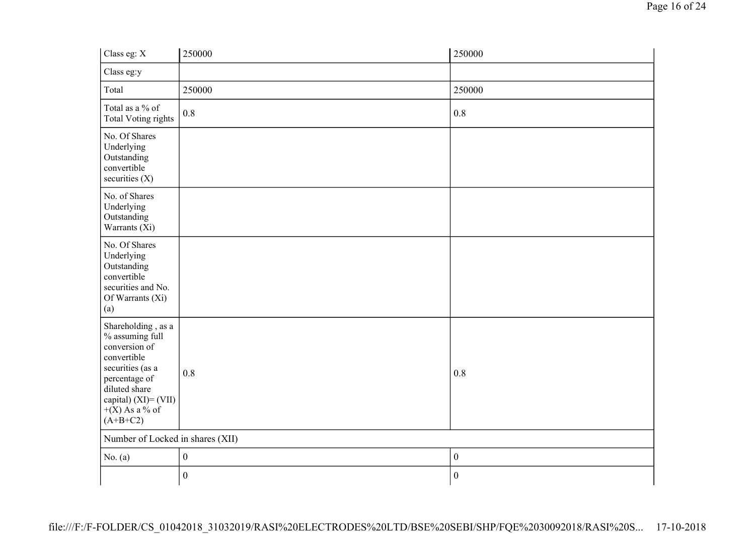| Class eg: X | 250000 | 250000 |
|---|---|---|
| Class eg:y | | |
| Total | 250000 | 250000 |
| Total as a % of Total Voting rights | 0.8 | 0.8 |
| No. Of Shares Underlying Outstanding convertible securities (X) | | |
| No. of Shares Underlying Outstanding Warrants (Xi) | | |
| No. Of Shares Underlying Outstanding convertible securities and No. Of Warrants (Xi) (a) | | |
| Shareholding , as a % assuming full conversion of convertible securities (as a percentage of diluted share capital) (XI)= (VII)+(X) As a % of (A+B+C2) | 0.8 | 0.8 |
| Number of Locked in shares (XII) | | |
| No. (a) | 0 | 0 |
| | 0 | 0 |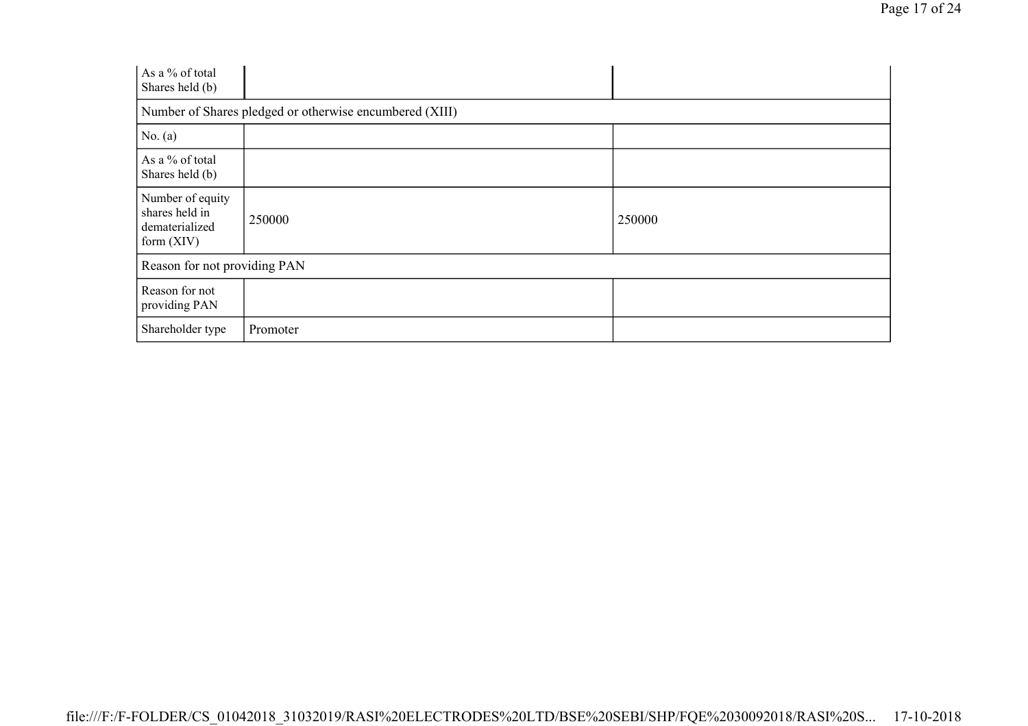| | | |
|---|---|---|
| As a % of total Shares held (b) | | |
| Number of Shares pledged or otherwise encumbered (XIII) | | |
| No. (a) | | |
| As a % of total Shares held (b) | | |
| Number of equity shares held in dematerialized form (XIV) | 250000 | 250000 |
| Reason for not providing PAN | | |
| Reason for not providing PAN | | |
| Shareholder type | Promoter | |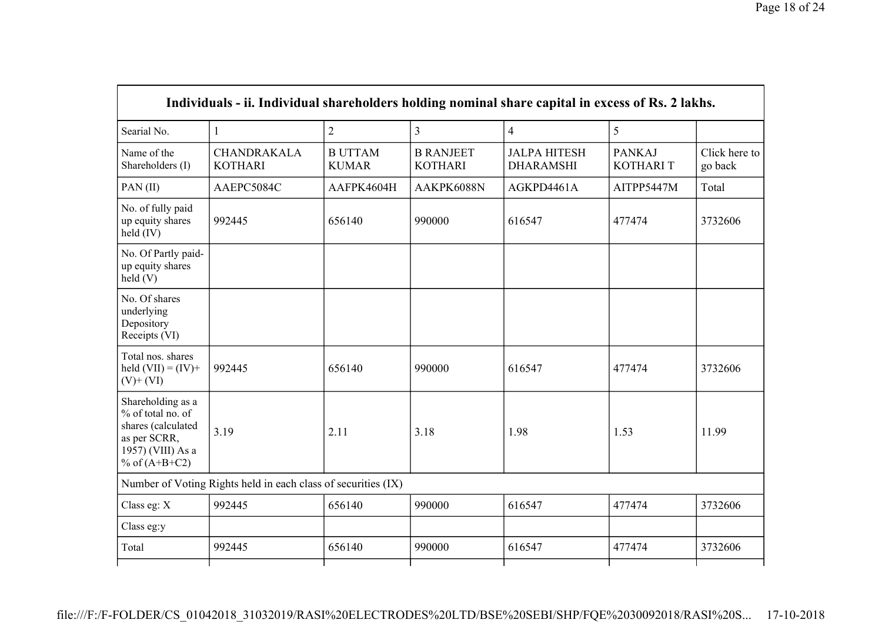| Individuals - ii. Individual shareholders holding nominal share capital in excess of Rs. 2 lakhs. | | | | | | |
|---|---|---|---|---|---|---|
| Searial No. | 1 | 2 | 3 | 4 | 5 | |
| Name of the Shareholders (I) | CHANDRAKALA KOTHARI | B UTTAM KUMAR | B RANJEET KOTHARI | JALPA HITESH DHARAMSHI | PANKAJ KOTHARI T | Click here to go back |
| PAN (II) | AAEPC5084C | AAFPK4604H | AAKPK6088N | AGKPD4461A | AITPP5447M | Total |
| No. of fully paid up equity shares held (IV) | 992445 | 656140 | 990000 | 616547 | 477474 | 3732606 |
| No. Of Partly paid-up equity shares held (V) | | | | | | |
| No. Of shares underlying Depository Receipts (VI) | | | | | | |
| Total nos. shares held (VII) = (IV)+ (V)+ (VI) | 992445 | 656140 | 990000 | 616547 | 477474 | 3732606 |
| Shareholding as a % of total no. of shares (calculated as per SCRR, 1957) (VIII) As a % of (A+B+C2) | 3.19 | 2.11 | 3.18 | 1.98 | 1.53 | 11.99 |
| Number of Voting Rights held in each class of securities (IX) | | | | | | |
| Class eg: X | 992445 | 656140 | 990000 | 616547 | 477474 | 3732606 |
| Class eg:y | | | | | | |
| Total | 992445 | 656140 | 990000 | 616547 | 477474 | 3732606 |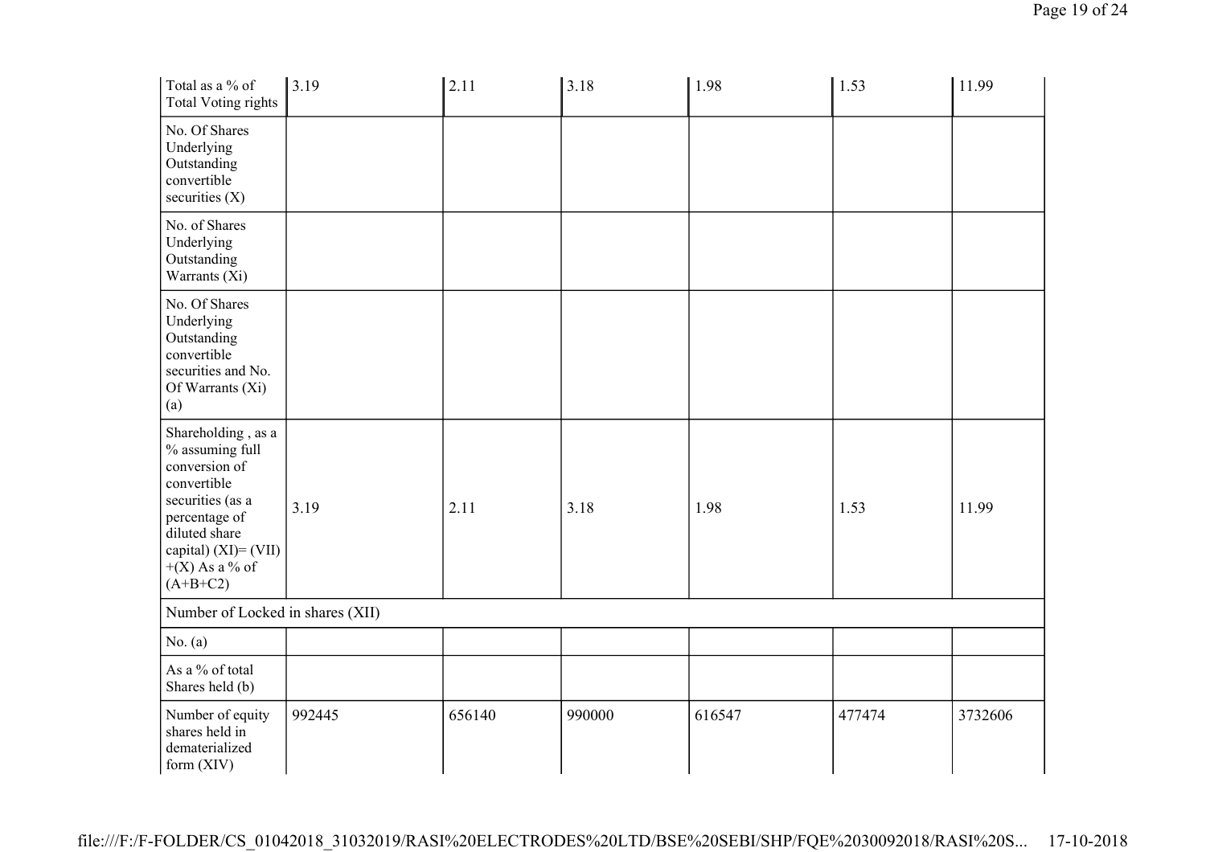| | | | | | | |
|---|---|---|---|---|---|---|
| Total as a % of Total Voting rights | 3.19 | 2.11 | 3.18 | 1.98 | 1.53 | 11.99 |
| No. Of Shares Underlying Outstanding convertible securities (X) | | | | | | |
| No. of Shares Underlying Outstanding Warrants (Xi) | | | | | | |
| No. Of Shares Underlying Outstanding convertible securities and No. Of Warrants (Xi) (a) | | | | | | |
| Shareholding , as a % assuming full conversion of convertible securities (as a percentage of diluted share capital) (XI)= (VII)+(X) As a % of (A+B+C2) | 3.19 | 2.11 | 3.18 | 1.98 | 1.53 | 11.99 |
| Number of Locked in shares (XII) | | | | | | |
| No. (a) | | | | | | |
| As a % of total Shares held (b) | | | | | | |
| Number of equity shares held in dematerialized form (XIV) | 992445 | 656140 | 990000 | 616547 | 477474 | 3732606 |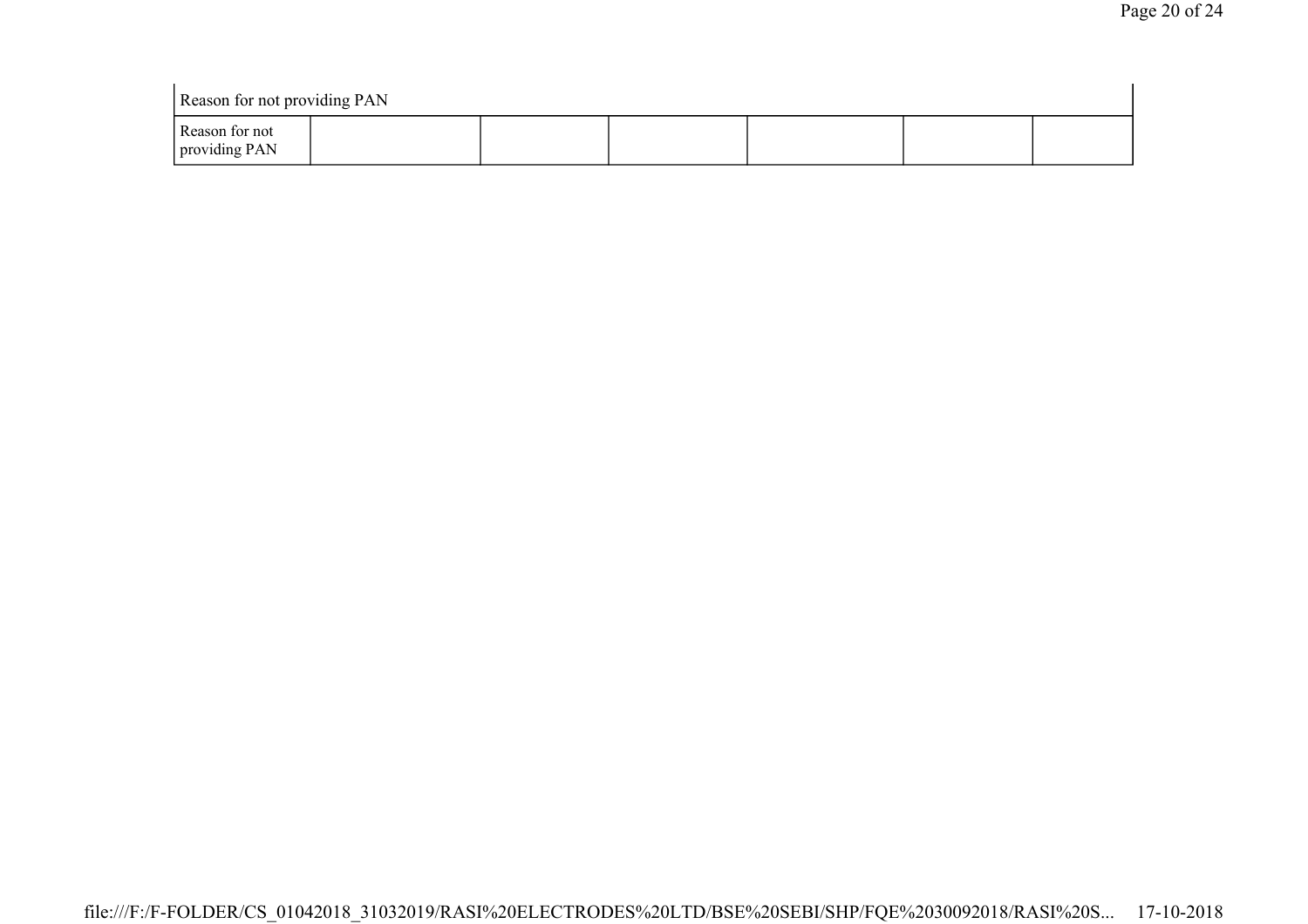| Reason for not providing PAN | | | | | | |
|---|---|---|---|---|---|---|
| Reason for not providing PAN | | | | | | |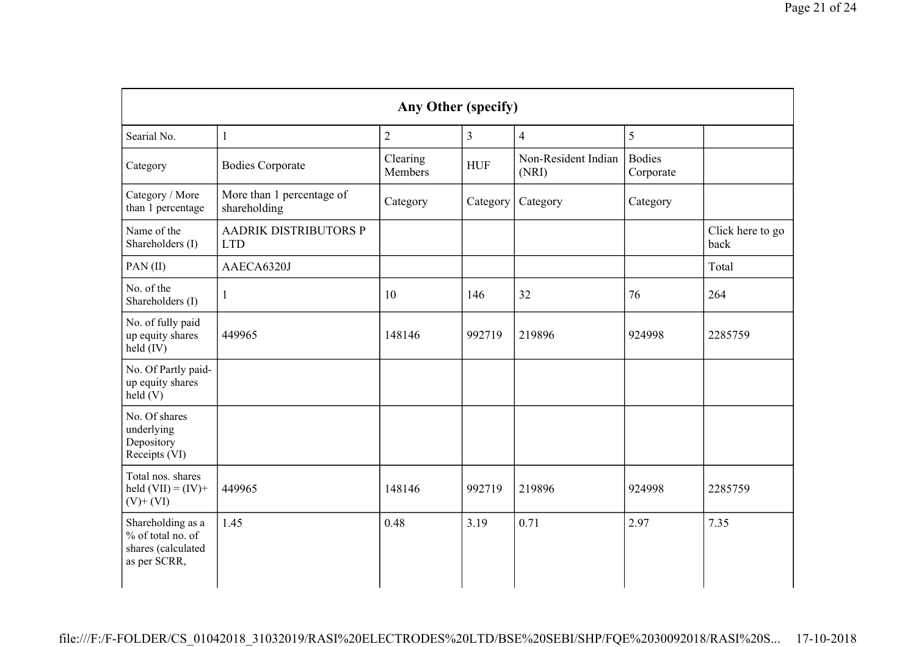| Any Other (specify) | | | | | | |
|---|---|---|---|---|---|---|
| Searial No. | 1 | 2 | 3 | 4 | 5 | |
| Category | Bodies Corporate | Clearing Members | HUF | Non-Resident Indian (NRI) | Bodies Corporate | |
| Category / More than 1 percentage | More than 1 percentage of shareholding | Category | Category | Category | Category | |
| Name of the Shareholders (I) | AADRIK DISTRIBUTORS P LTD | | | | | Click here to go back |
| PAN (II) | AAECA6320J | | | | | Total |
| No. of the Shareholders (I) | 1 | 10 | 146 | 32 | 76 | 264 |
| No. of fully paid up equity shares held (IV) | 449965 | 148146 | 992719 | 219896 | 924998 | 2285759 |
| No. Of Partly paid-up equity shares held (V) | | | | | | |
| No. Of shares underlying Depository Receipts (VI) | | | | | | |
| Total nos. shares held (VII) = (IV)+ (V)+ (VI) | 449965 | 148146 | 992719 | 219896 | 924998 | 2285759 |
| Shareholding as a % of total no. of shares (calculated as per SCRR, | 1.45 | 0.48 | 3.19 | 0.71 | 2.97 | 7.35 |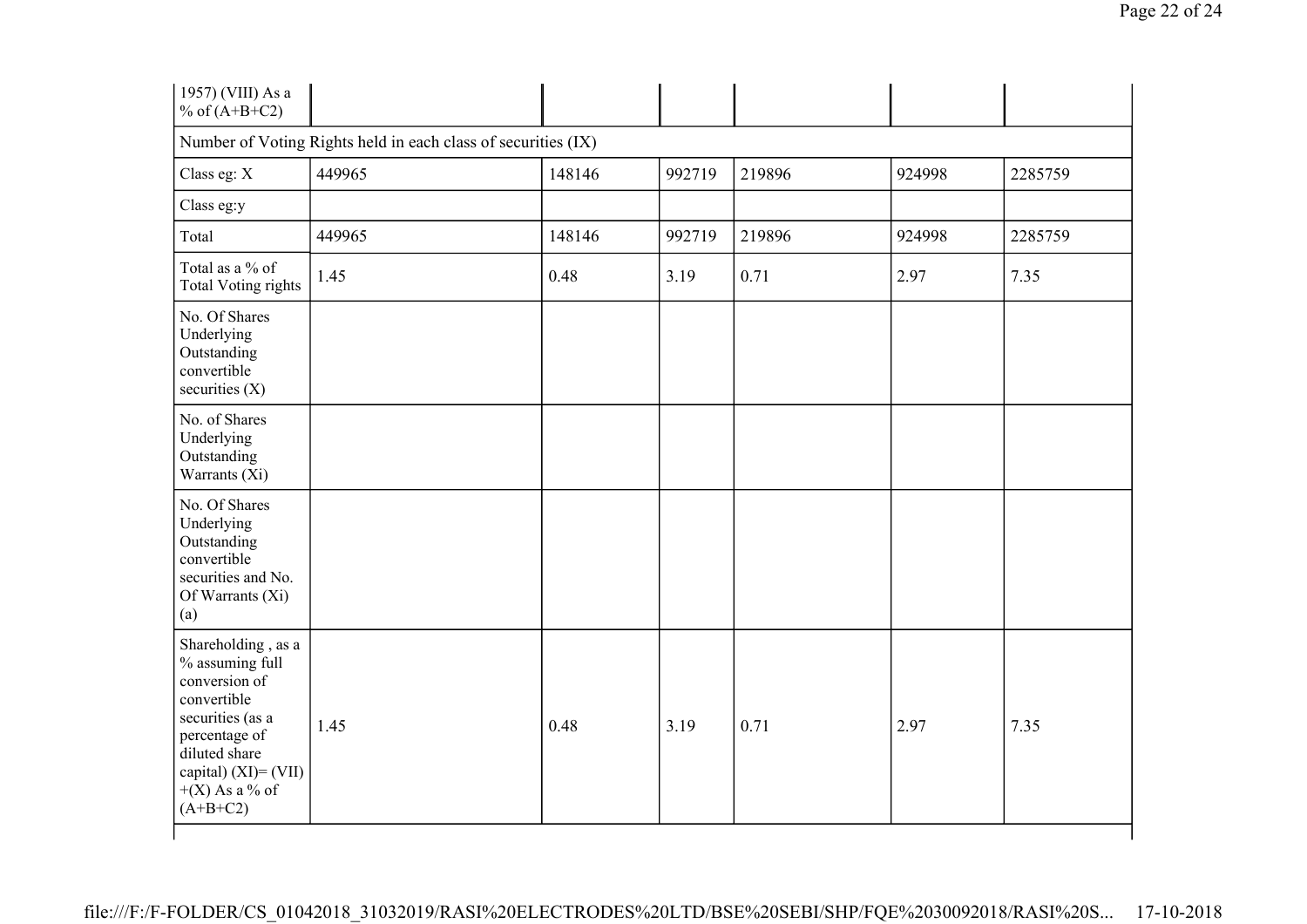| 1957) (VIII) As a % of (A+B+C2) | | | | | | |
|---|---|---|---|---|---|---|
| Number of Voting Rights held in each class of securities (IX) | | | | | | |
| Class eg: X | 449965 | 148146 | 992719 | 219896 | 924998 | 2285759 |
| Class eg:y | | | | | | |
| Total | 449965 | 148146 | 992719 | 219896 | 924998 | 2285759 |
| Total as a % of Total Voting rights | 1.45 | 0.48 | 3.19 | 0.71 | 2.97 | 7.35 |
| No. Of Shares Underlying Outstanding convertible securities (X) | | | | | | |
| No. of Shares Underlying Outstanding Warrants (Xi) | | | | | | |
| No. Of Shares Underlying Outstanding convertible securities and No. Of Warrants (Xi) (a) | | | | | | |
| Shareholding , as a % assuming full conversion of convertible securities (as a percentage of diluted share capital) (XI)= (VII) +(X) As a % of (A+B+C2) | 1.45 | 0.48 | 3.19 | 0.71 | 2.97 | 7.35 |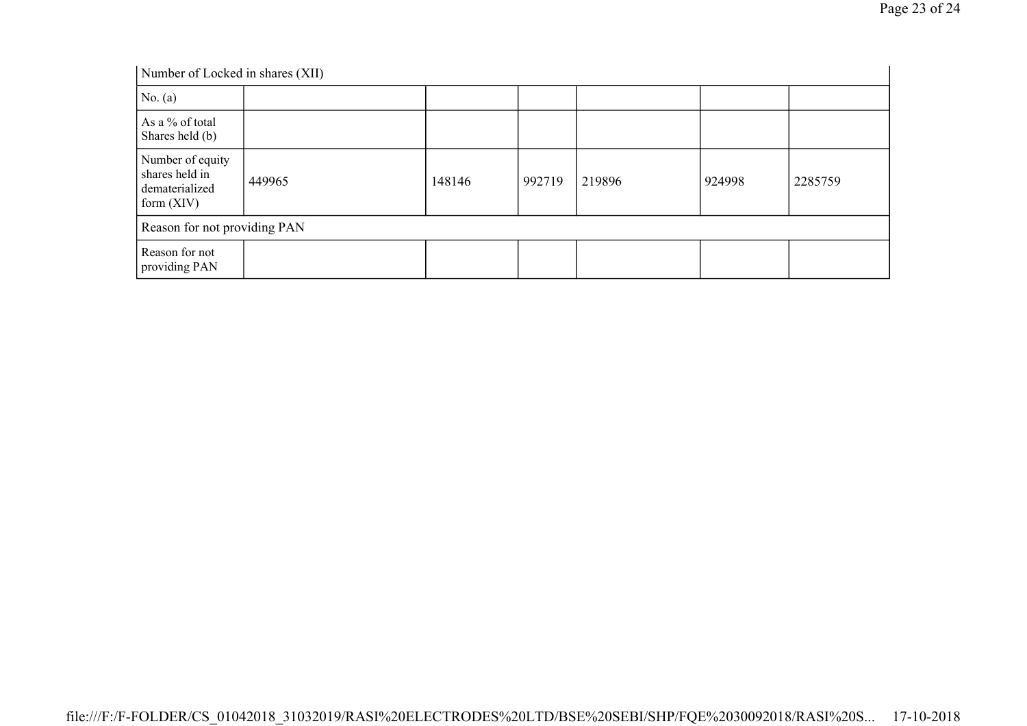| Number of Locked in shares (XII) | | | | | | |
|---|---|---|---|---|---|---|
| No. (a) | | | | | | |
| As a % of total Shares held (b) | | | | | | |
| Number of equity shares held in dematerialized form (XIV) | 449965 | 148146 | 992719 | 219896 | 924998 | 2285759 |
| Reason for not providing PAN | | | | | | |
| Reason for not providing PAN | | | | | | |

file:///F:/F-FOLDER/CS_01042018_31032019/RASI%20ELECTRODES%20LTD/BSE%20SEBI/SHP/FQE%2030092018/RASI%20S... 17-10-2018